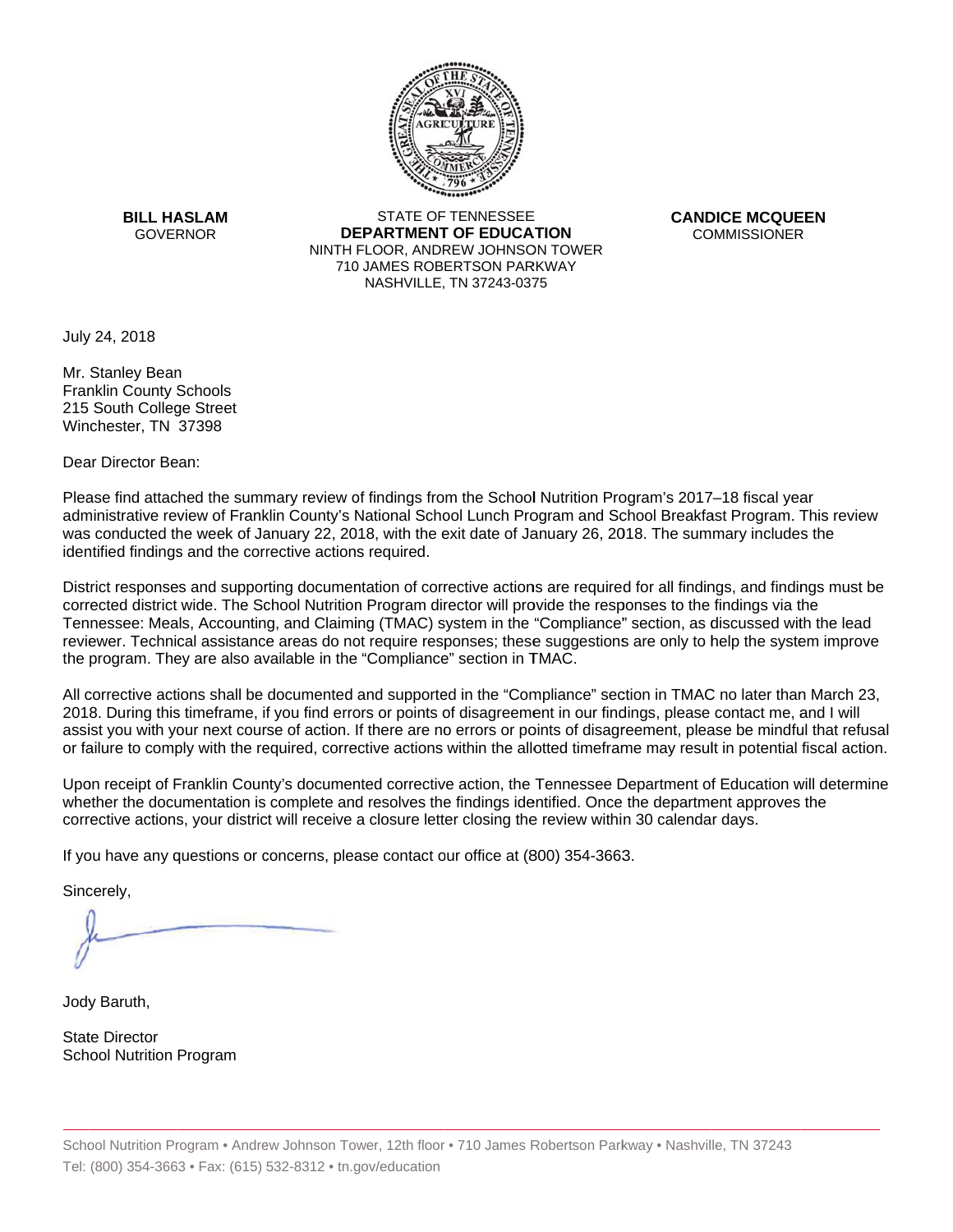**BILL HASLAM**
GOVERNOR

STATE OF TENNESSEE
**DEPARTMENT OF EDUCATION**
NINTH FLOOR, ANDREW JOHNSON TOWER
710 JAMES ROBERTSON PARKWAY
NASHVILLE, TN 37243-0375

**CANDICE MCQUEEN**
COMMISSIONER

July 24, 2018

Mr. Stanley Bean
Franklin County Schools
215 South College Street
Winchester, TN 37398

Dear Director Bean:

Please find attached the summary review of findings from the School Nutrition Program's 2017–18 fiscal year administrative review of Franklin County's National School Lunch Program and School Breakfast Program. This review was conducted the week of January 22, 2018, with the exit date of January 26, 2018. The summary includes the identified findings and the corrective actions required.

District responses and supporting documentation of corrective actions are required for all findings, and findings must be corrected district wide. The School Nutrition Program director will provide the responses to the findings via the Tennessee: Meals, Accounting, and Claiming (TMAC) system in the "Compliance" section, as discussed with the lead reviewer. Technical assistance areas do not require responses; these suggestions are only to help the system improve the program. They are also available in the "Compliance" section in TMAC.

All corrective actions shall be documented and supported in the "Compliance" section in TMAC no later than March 23, 2018. During this timeframe, if you find errors or points of disagreement in our findings, please contact me, and I will assist you with your next course of action. If there are no errors or points of disagreement, please be mindful that refusal or failure to comply with the required, corrective actions within the allotted timeframe may result in potential fiscal action.

Upon receipt of Franklin County's documented corrective action, the Tennessee Department of Education will determine whether the documentation is complete and resolves the findings identified. Once the department approves the corrective actions, your district will receive a closure letter closing the review within 30 calendar days.

If you have any questions or concerns, please contact our office at (800) 354-3663.

Sincerely,

Jody Baruth,

State Director
School Nutrition Program

School Nutrition Program • Andrew Johnson Tower, 12th floor • 710 James Robertson Parkway • Nashville, TN 37243
Tel: (800) 354-3663 • Fax: (615) 532-8312 • tn.gov/education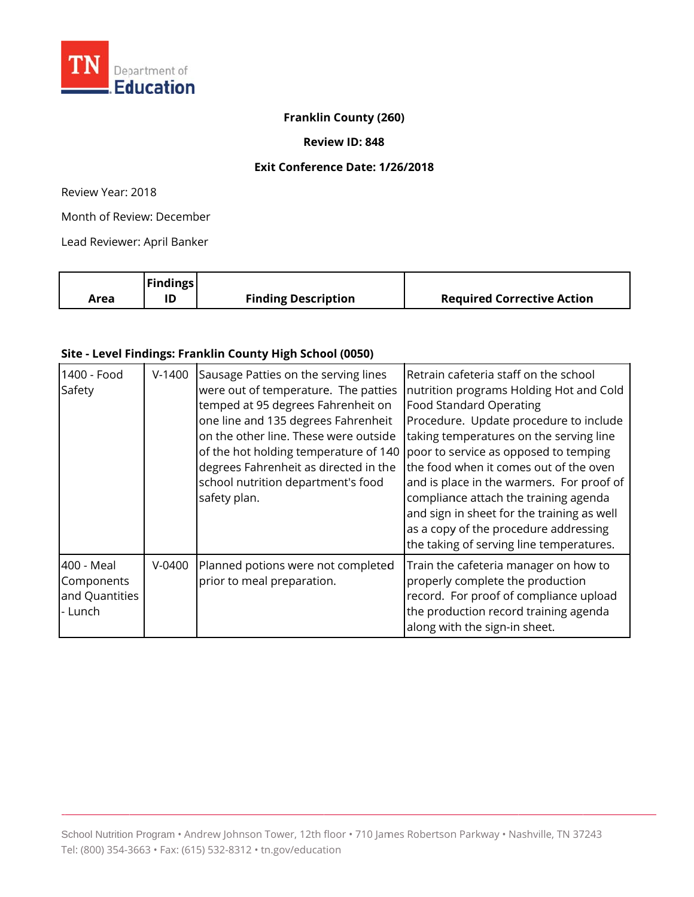TN Department of Education

**Franklin County (260)**

**Review ID: 848**

**Exit Conference Date: 1/26/2018**

Review Year: 2018

Month of Review: December

Lead Reviewer: April Banker

| Area | Findings ID | Finding Description | Required Corrective Action |
|---|---|---|---|
| **Site - Level Findings: Franklin County High School (0050)** | | | |
| 1400 - Food Safety | V-1400 | Sausage Patties on the serving lines were out of temperature. The patties temped at 95 degrees Fahrenheit on one line and 135 degrees Fahrenheit on the other line. These were outside of the hot holding temperature of 140 degrees Fahrenheit as directed in the school nutrition department's food safety plan. | Retrain cafeteria staff on the school nutrition programs Holding Hot and Cold Food Standard Operating Procedure. Update procedure to include taking temperatures on the serving line poor to service as opposed to temping the food when it comes out of the oven and is place in the warmers. For proof of compliance attach the training agenda and sign in sheet for the training as well as a copy of the procedure addressing the taking of serving line temperatures. |
| 400 - Meal Components and Quantities - Lunch | V-0400 | Planned potions were not completed prior to meal preparation. | Train the cafeteria manager on how to properly complete the production record. For proof of compliance upload the production record training agenda along with the sign-in sheet. |

School Nutrition Program • Andrew Johnson Tower, 12th floor • 710 James Robertson Parkway • Nashville, TN 37243
Tel: (800) 354-3663 • Fax: (615) 532-8312 • tn.gov/education